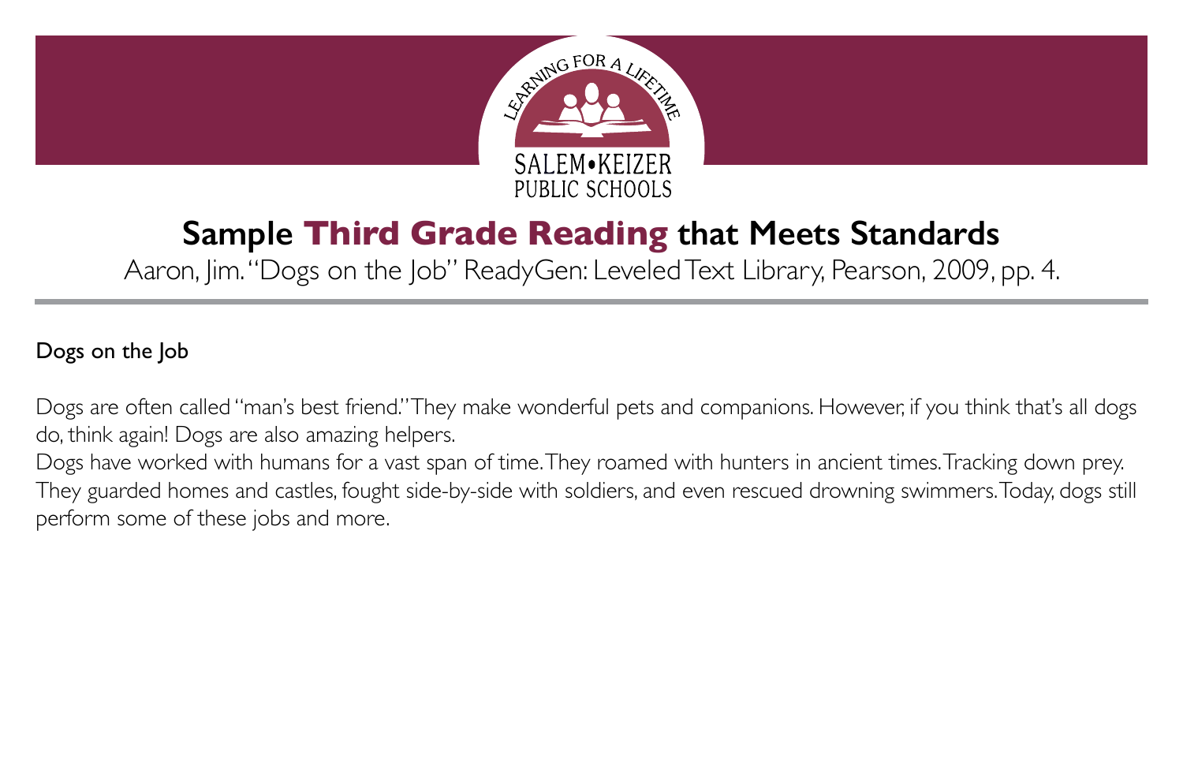# Sample Third Grade Reading that Meets Standards

Aaron, Jim. "Dogs on the Job" ReadyGen: Leveled Text Library, Pearson, 2009, pp. 4.

## Dogs on the Job

Dogs are often called "man's best friend." They make wonderful pets and companions. However, if you think that's all dogs do, think again! Dogs are also amazing helpers.

Dogs have worked with humans for a vast span of time. They roamed with hunters in ancient times. Tracking down prey. They guarded homes and castles, fought side-by-side with soldiers, and even rescued drowning swimmers. Today, dogs still perform some of these jobs and more.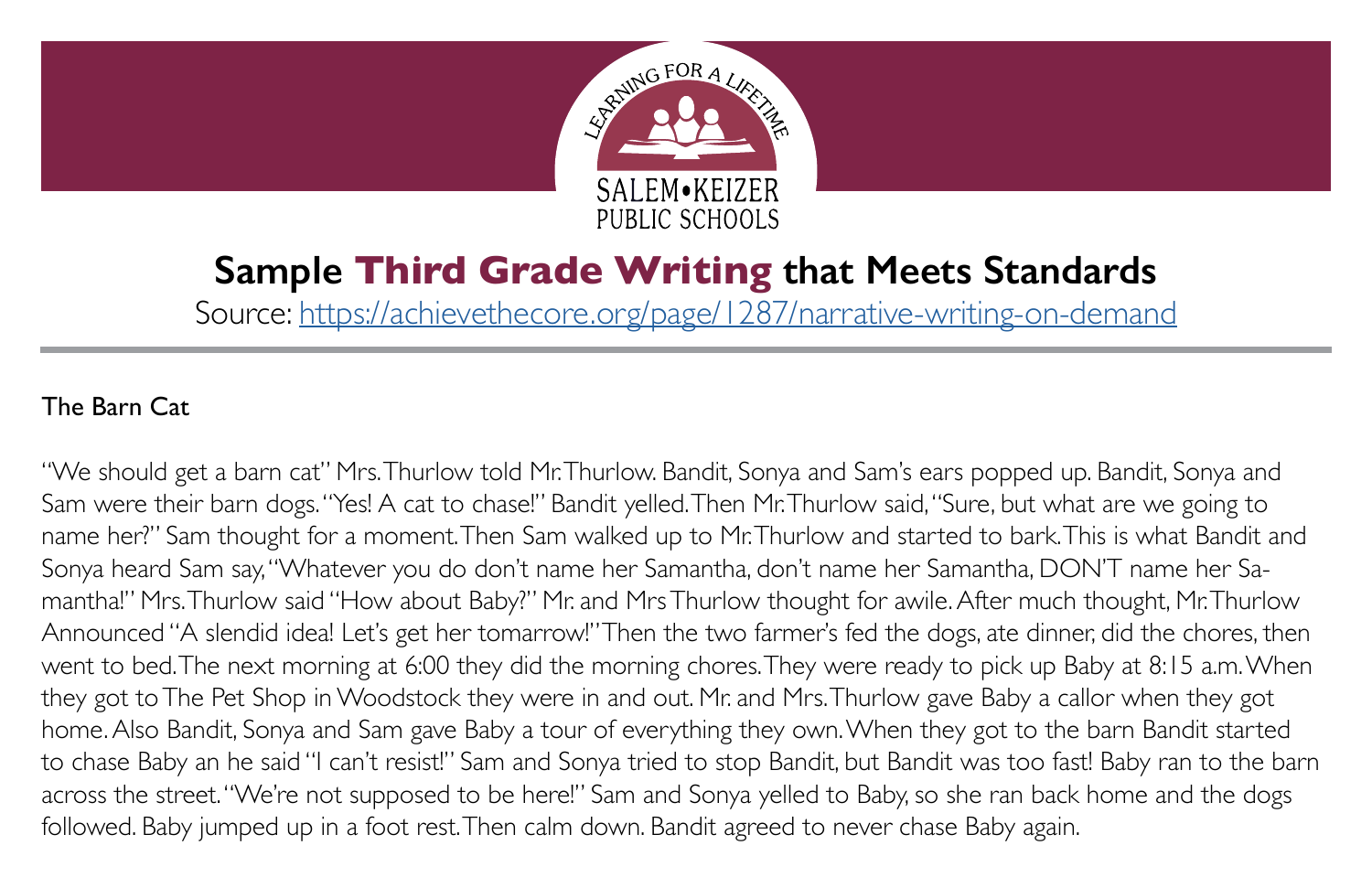LEARNING FOR A LIFETIME

SALEM•KEIZER PUBLIC SCHOOLS

# Sample Third Grade Writing that Meets Standards

Source: https://achievethecore.org/page/1287/narrative-writing-on-demand

**The Barn Cat**

"We should get a barn cat" Mrs. Thurlow told Mr. Thurlow. Bandit, Sonya and Sam's ears popped up. Bandit, Sonya and Sam were their barn dogs. "Yes! A cat to chase!" Bandit yelled. Then Mr. Thurlow said, "Sure, but what are we going to name her?" Sam thought for a moment. Then Sam walked up to Mr. Thurlow and started to bark. This is what Bandit and Sonya heard Sam say, "Whatever you do don't name her Samantha, don't name her Samantha, DON'T name her Samantha!" Mrs. Thurlow said "How about Baby?" Mr. and Mrs Thurlow thought for awile. After much thought, Mr. Thurlow Announced "A slendid idea! Let's get her tomarrow!" Then the two farmer's fed the dogs, ate dinner, did the chores, then went to bed. The next morning at 6:00 they did the morning chores. They were ready to pick up Baby at 8:15 a.m. When they got to The Pet Shop in Woodstock they were in and out. Mr. and Mrs. Thurlow gave Baby a callor when they got home. Also Bandit, Sonya and Sam gave Baby a tour of everything they own. When they got to the barn Bandit started to chase Baby an he said "I can't resist!" Sam and Sonya tried to stop Bandit, but Bandit was too fast! Baby ran to the barn across the street. "We're not supposed to be here!" Sam and Sonya yelled to Baby, so she ran back home and the dogs followed. Baby jumped up in a foot rest. Then calm down. Bandit agreed to never chase Baby again.